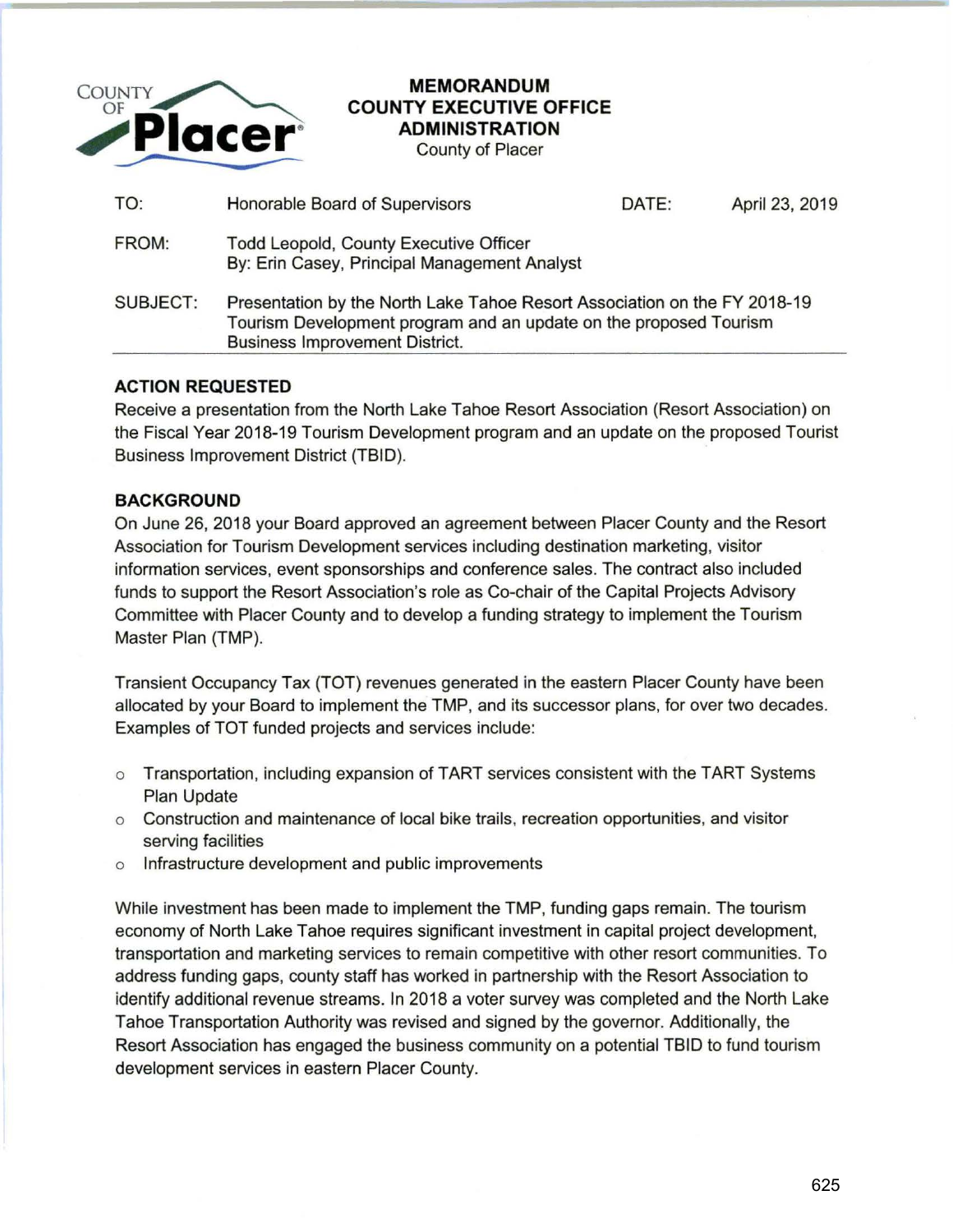COUNTY OF Placer

# MEMORANDUM
## COUNTY EXECUTIVE OFFICE
## ADMINISTRATION
County of Placer

| | | | |
|---|---|---|---|
| TO: | Honorable Board of Supervisors | DATE: | April 23, 2019 |
| FROM: | Todd Leopold, County Executive Officer<br>By: Erin Casey, Principal Management Analyst | | |
| SUBJECT: | Presentation by the North Lake Tahoe Resort Association on the FY 2018-19 Tourism Development program and an update on the proposed Tourism Business Improvement District. | | |

### ACTION REQUESTED

Receive a presentation from the North Lake Tahoe Resort Association (Resort Association) on the Fiscal Year 2018-19 Tourism Development program and an update on the proposed Tourist Business Improvement District (TBID).

### BACKGROUND

On June 26, 2018 your Board approved an agreement between Placer County and the Resort Association for Tourism Development services including destination marketing, visitor information services, event sponsorships and conference sales. The contract also included funds to support the Resort Association's role as Co-chair of the Capital Projects Advisory Committee with Placer County and to develop a funding strategy to implement the Tourism Master Plan (TMP).

Transient Occupancy Tax (TOT) revenues generated in the eastern Placer County have been allocated by your Board to implement the TMP, and its successor plans, for over two decades. Examples of TOT funded projects and services include:

- Transportation, including expansion of TART services consistent with the TART Systems Plan Update
- Construction and maintenance of local bike trails, recreation opportunities, and visitor serving facilities
- Infrastructure development and public improvements

While investment has been made to implement the TMP, funding gaps remain. The tourism economy of North Lake Tahoe requires significant investment in capital project development, transportation and marketing services to remain competitive with other resort communities. To address funding gaps, county staff has worked in partnership with the Resort Association to identify additional revenue streams. In 2018 a voter survey was completed and the North Lake Tahoe Transportation Authority was revised and signed by the governor. Additionally, the Resort Association has engaged the business community on a potential TBID to fund tourism development services in eastern Placer County.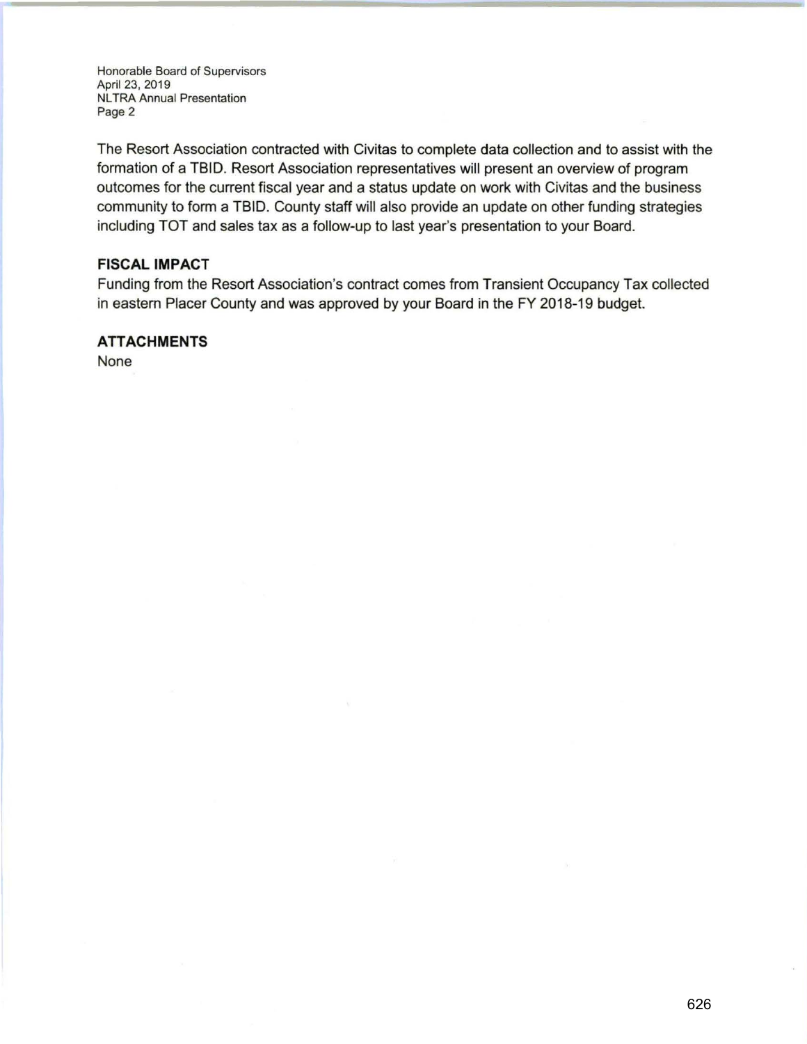The Resort Association contracted with Civitas to complete data collection and to assist with the formation of a TBID. Resort Association representatives will present an overview of program outcomes for the current fiscal year and a status update on work with Civitas and the business community to form a TBID. County staff will also provide an update on other funding strategies including TOT and sales tax as a follow-up to last year's presentation to your Board.

**FISCAL IMPACT**

Funding from the Resort Association's contract comes from Transient Occupancy Tax collected in eastern Placer County and was approved by your Board in the FY 2018-19 budget.

**ATTACHMENTS**

None